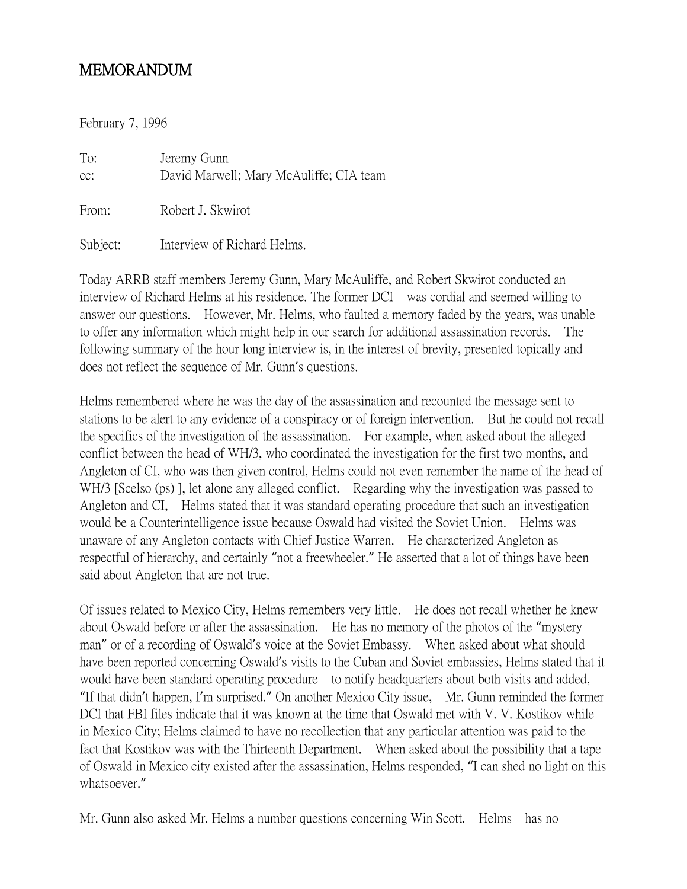# MEMORANDUM

February 7, 1996

To: Jeremy Gunn
cc: David Marwell; Mary McAuliffe; CIA team

From: Robert J. Skwirot

Subject: Interview of Richard Helms.

Today ARRB staff members Jeremy Gunn, Mary McAuliffe, and Robert Skwirot conducted an interview of Richard Helms at his residence. The former DCI was cordial and seemed willing to answer our questions. However, Mr. Helms, who faulted a memory faded by the years, was unable to offer any information which might help in our search for additional assassination records. The following summary of the hour long interview is, in the interest of brevity, presented topically and does not reflect the sequence of Mr. Gunn's questions.

Helms remembered where he was the day of the assassination and recounted the message sent to stations to be alert to any evidence of a conspiracy or of foreign intervention. But he could not recall the specifics of the investigation of the assassination. For example, when asked about the alleged conflict between the head of WH/3, who coordinated the investigation for the first two months, and Angleton of CI, who was then given control, Helms could not even remember the name of the head of WH/3 [Scelso (ps) ], let alone any alleged conflict. Regarding why the investigation was passed to Angleton and CI, Helms stated that it was standard operating procedure that such an investigation would be a Counterintelligence issue because Oswald had visited the Soviet Union. Helms was unaware of any Angleton contacts with Chief Justice Warren. He characterized Angleton as respectful of hierarchy, and certainly "not a freewheeler." He asserted that a lot of things have been said about Angleton that are not true.

Of issues related to Mexico City, Helms remembers very little. He does not recall whether he knew about Oswald before or after the assassination. He has no memory of the photos of the "mystery man" or of a recording of Oswald's voice at the Soviet Embassy. When asked about what should have been reported concerning Oswald's visits to the Cuban and Soviet embassies, Helms stated that it would have been standard operating procedure to notify headquarters about both visits and added, "If that didn't happen, I'm surprised." On another Mexico City issue, Mr. Gunn reminded the former DCI that FBI files indicate that it was known at the time that Oswald met with V. V. Kostikov while in Mexico City; Helms claimed to have no recollection that any particular attention was paid to the fact that Kostikov was with the Thirteenth Department. When asked about the possibility that a tape of Oswald in Mexico city existed after the assassination, Helms responded, "I can shed no light on this whatsoever."

Mr. Gunn also asked Mr. Helms a number questions concerning Win Scott. Helms has no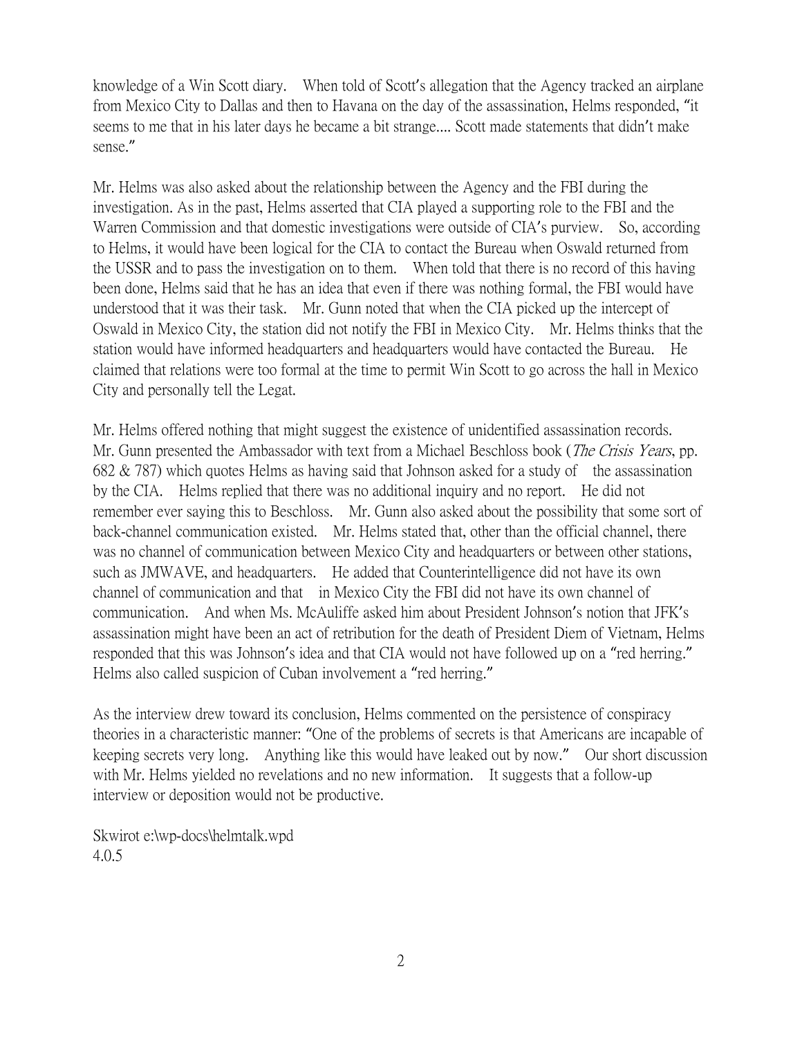knowledge of a Win Scott diary. When told of Scott's allegation that the Agency tracked an airplane from Mexico City to Dallas and then to Havana on the day of the assassination, Helms responded, "it seems to me that in his later days he became a bit strange.... Scott made statements that didn't make sense."

Mr. Helms was also asked about the relationship between the Agency and the FBI during the investigation. As in the past, Helms asserted that CIA played a supporting role to the FBI and the Warren Commission and that domestic investigations were outside of CIA's purview. So, according to Helms, it would have been logical for the CIA to contact the Bureau when Oswald returned from the USSR and to pass the investigation on to them. When told that there is no record of this having been done, Helms said that he has an idea that even if there was nothing formal, the FBI would have understood that it was their task. Mr. Gunn noted that when the CIA picked up the intercept of Oswald in Mexico City, the station did not notify the FBI in Mexico City. Mr. Helms thinks that the station would have informed headquarters and headquarters would have contacted the Bureau. He claimed that relations were too formal at the time to permit Win Scott to go across the hall in Mexico City and personally tell the Legat.

Mr. Helms offered nothing that might suggest the existence of unidentified assassination records. Mr. Gunn presented the Ambassador with text from a Michael Beschloss book (*The Crisis Years*, pp. 682 & 787) which quotes Helms as having said that Johnson asked for a study of the assassination by the CIA. Helms replied that there was no additional inquiry and no report. He did not remember ever saying this to Beschloss. Mr. Gunn also asked about the possibility that some sort of back-channel communication existed. Mr. Helms stated that, other than the official channel, there was no channel of communication between Mexico City and headquarters or between other stations, such as JMWAVE, and headquarters. He added that Counterintelligence did not have its own channel of communication and that in Mexico City the FBI did not have its own channel of communication. And when Ms. McAuliffe asked him about President Johnson's notion that JFK's assassination might have been an act of retribution for the death of President Diem of Vietnam, Helms responded that this was Johnson's idea and that CIA would not have followed up on a "red herring." Helms also called suspicion of Cuban involvement a "red herring."

As the interview drew toward its conclusion, Helms commented on the persistence of conspiracy theories in a characteristic manner: "One of the problems of secrets is that Americans are incapable of keeping secrets very long. Anything like this would have leaked out by now." Our short discussion with Mr. Helms yielded no revelations and no new information. It suggests that a follow-up interview or deposition would not be productive.

Skwirot e:\wp-docs\helmtalk.wpd
4.0.5